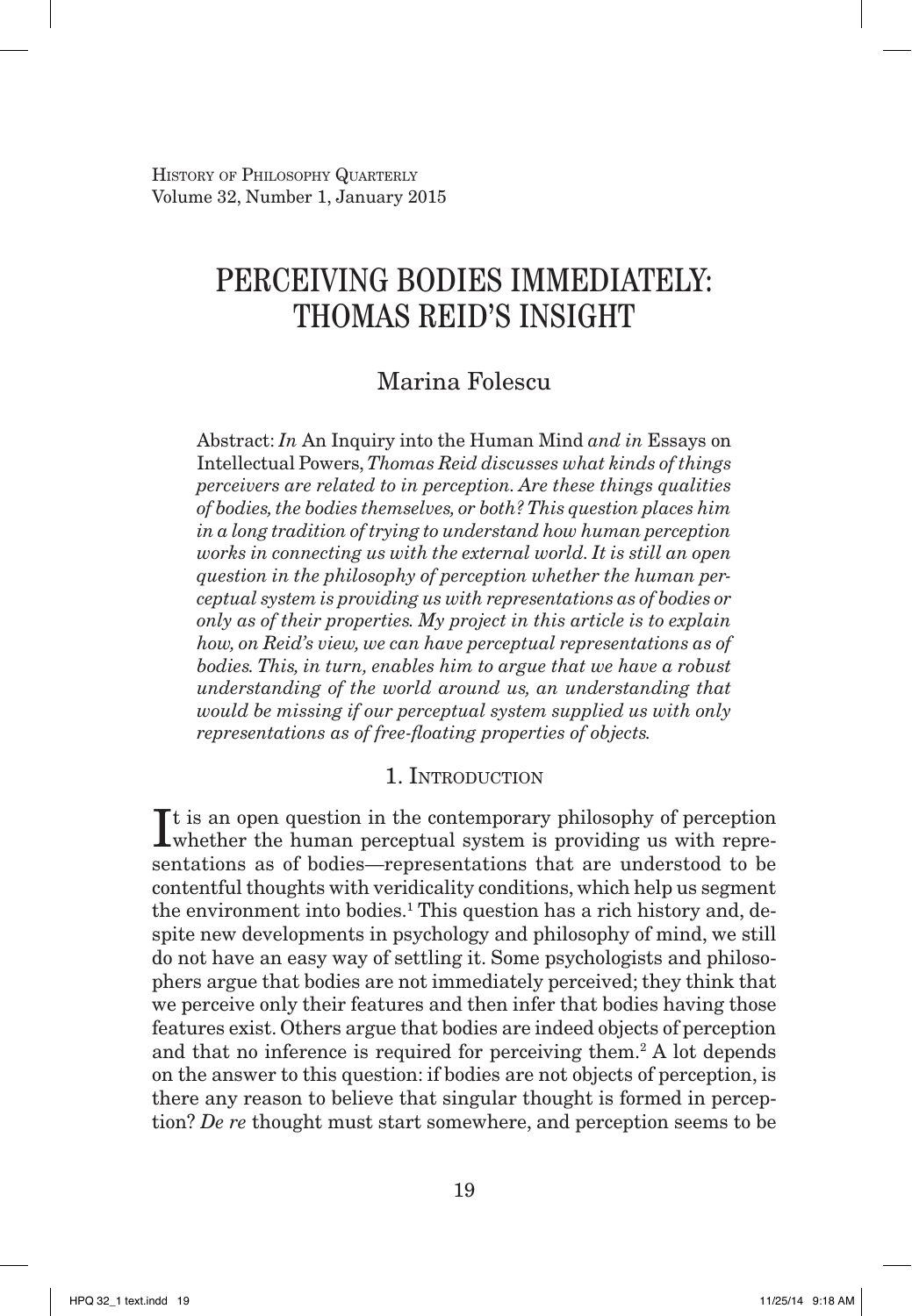# PERCEIVING BODIES IMMEDIATELY: THOMAS REID'S INSIGHT

## Marina Folescu

Abstract: *In* An Inquiry into the Human Mind *and in* Essays on Intellectual Powers, *Thomas Reid discusses what kinds of things perceivers are related to in perception. Are these things qualities of bodies, the bodies themselves, or both? This question places him in a long tradition of trying to understand how human perception works in connecting us with the external world. It is still an open question in the philosophy of perception whether the human perceptual system is providing us with representations as of bodies or only as of their properties. My project in this article is to explain how, on Reid's view, we can have perceptual representations as of bodies. This, in turn, enables him to argue that we have a robust understanding of the world around us, an understanding that would be missing if our perceptual system supplied us with only representations as of free-floating properties of objects.*

## 1. Introduction

It is an open question in the contemporary philosophy of perception whether the human perceptual system is providing us with representations as of bodies—representations that are understood to be contentful thoughts with veridicality conditions, which help us segment the environment into bodies.[1] This question has a rich history and, despite new developments in psychology and philosophy of mind, we still do not have an easy way of settling it. Some psychologists and philosophers argue that bodies are not immediately perceived; they think that we perceive only their features and then infer that bodies having those features exist. Others argue that bodies are indeed objects of perception and that no inference is required for perceiving them.[2] A lot depends on the answer to this question: if bodies are not objects of perception, is there any reason to believe that singular thought is formed in perception? *De re* thought must start somewhere, and perception seems to be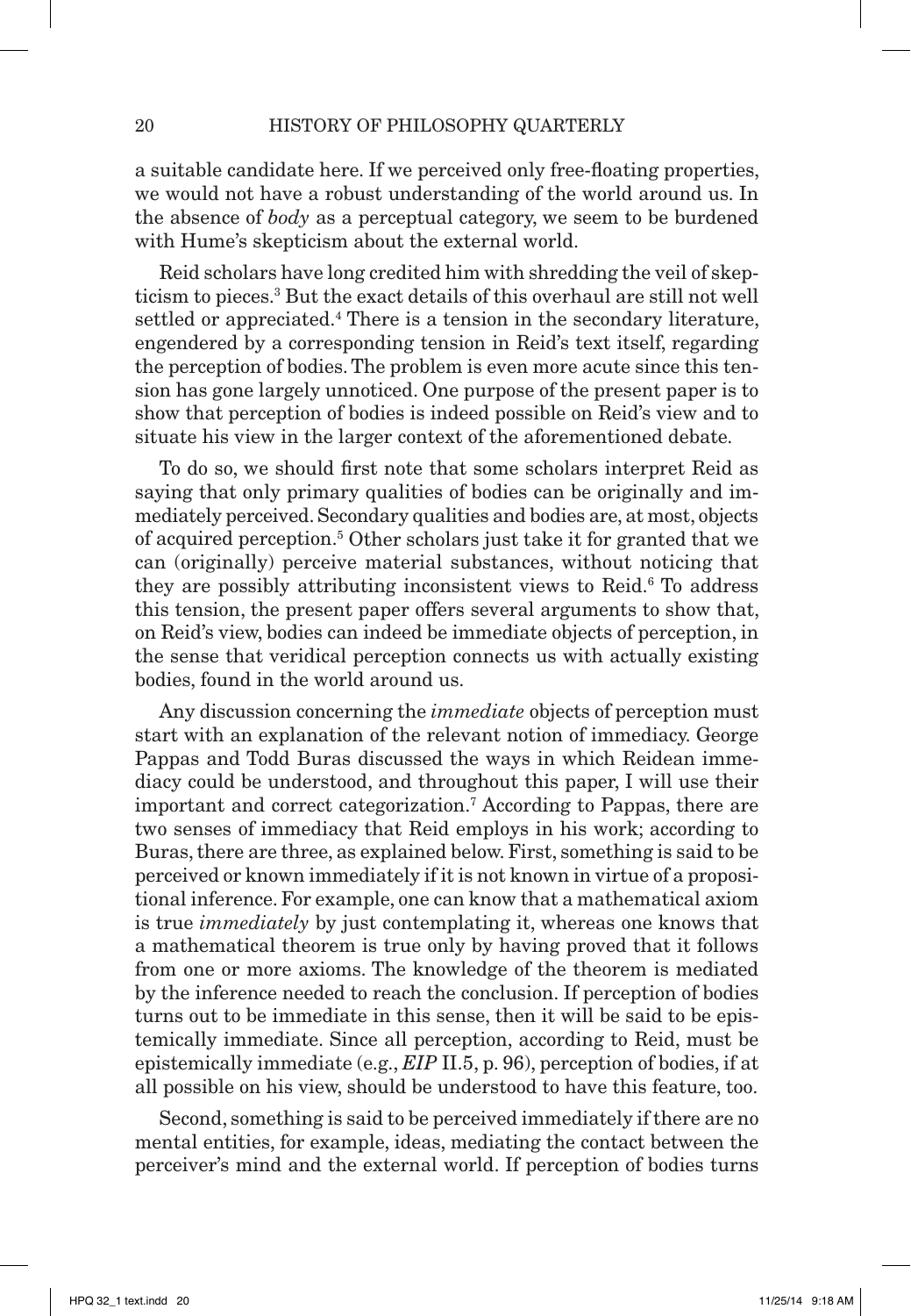a suitable candidate here. If we perceived only free-floating properties, we would not have a robust understanding of the world around us. In the absence of *body* as a perceptual category, we seem to be burdened with Hume's skepticism about the external world.

Reid scholars have long credited him with shredding the veil of skepticism to pieces.[3] But the exact details of this overhaul are still not well settled or appreciated.[4] There is a tension in the secondary literature, engendered by a corresponding tension in Reid's text itself, regarding the perception of bodies. The problem is even more acute since this tension has gone largely unnoticed. One purpose of the present paper is to show that perception of bodies is indeed possible on Reid's view and to situate his view in the larger context of the aforementioned debate.

To do so, we should first note that some scholars interpret Reid as saying that only primary qualities of bodies can be originally and immediately perceived. Secondary qualities and bodies are, at most, objects of acquired perception.[5] Other scholars just take it for granted that we can (originally) perceive material substances, without noticing that they are possibly attributing inconsistent views to Reid.[6] To address this tension, the present paper offers several arguments to show that, on Reid's view, bodies can indeed be immediate objects of perception, in the sense that veridical perception connects us with actually existing bodies, found in the world around us.

Any discussion concerning the *immediate* objects of perception must start with an explanation of the relevant notion of immediacy. George Pappas and Todd Buras discussed the ways in which Reidean immediacy could be understood, and throughout this paper, I will use their important and correct categorization.[7] According to Pappas, there are two senses of immediacy that Reid employs in his work; according to Buras, there are three, as explained below. First, something is said to be perceived or known immediately if it is not known in virtue of a propositional inference. For example, one can know that a mathematical axiom is true *immediately* by just contemplating it, whereas one knows that a mathematical theorem is true only by having proved that it follows from one or more axioms. The knowledge of the theorem is mediated by the inference needed to reach the conclusion. If perception of bodies turns out to be immediate in this sense, then it will be said to be epistemically immediate. Since all perception, according to Reid, must be epistemically immediate (e.g., *EIP* II.5, p. 96), perception of bodies, if at all possible on his view, should be understood to have this feature, too.

Second, something is said to be perceived immediately if there are no mental entities, for example, ideas, mediating the contact between the perceiver's mind and the external world. If perception of bodies turns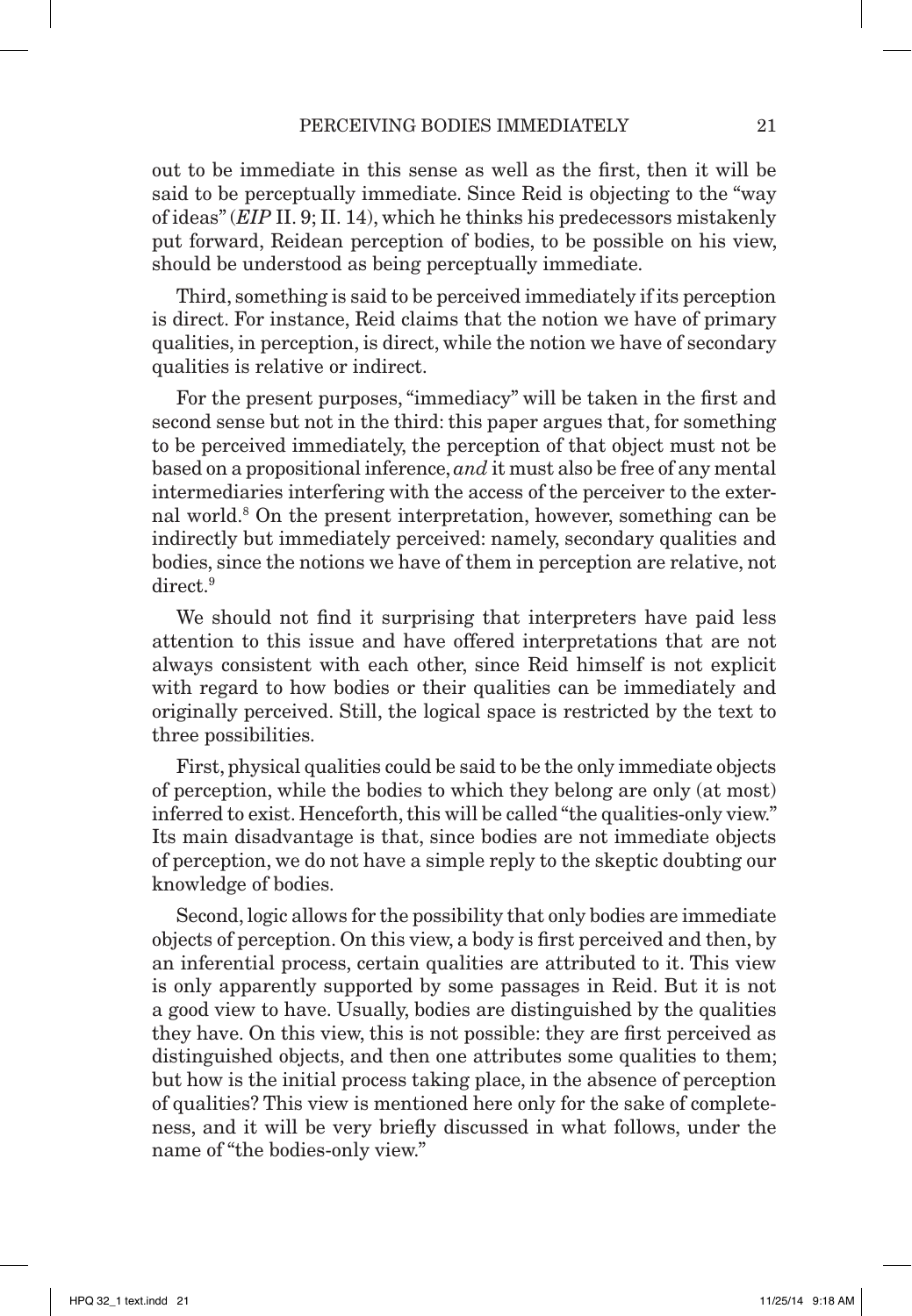out to be immediate in this sense as well as the first, then it will be said to be perceptually immediate. Since Reid is objecting to the "way of ideas" (*EIP* II. 9; II. 14), which he thinks his predecessors mistakenly put forward, Reidean perception of bodies, to be possible on his view, should be understood as being perceptually immediate.

Third, something is said to be perceived immediately if its perception is direct. For instance, Reid claims that the notion we have of primary qualities, in perception, is direct, while the notion we have of secondary qualities is relative or indirect.

For the present purposes, "immediacy" will be taken in the first and second sense but not in the third: this paper argues that, for something to be perceived immediately, the perception of that object must not be based on a propositional inference, *and* it must also be free of any mental intermediaries interfering with the access of the perceiver to the external world.[8] On the present interpretation, however, something can be indirectly but immediately perceived: namely, secondary qualities and bodies, since the notions we have of them in perception are relative, not direct.[9]

We should not find it surprising that interpreters have paid less attention to this issue and have offered interpretations that are not always consistent with each other, since Reid himself is not explicit with regard to how bodies or their qualities can be immediately and originally perceived. Still, the logical space is restricted by the text to three possibilities.

First, physical qualities could be said to be the only immediate objects of perception, while the bodies to which they belong are only (at most) inferred to exist. Henceforth, this will be called "the qualities-only view." Its main disadvantage is that, since bodies are not immediate objects of perception, we do not have a simple reply to the skeptic doubting our knowledge of bodies.

Second, logic allows for the possibility that only bodies are immediate objects of perception. On this view, a body is first perceived and then, by an inferential process, certain qualities are attributed to it. This view is only apparently supported by some passages in Reid. But it is not a good view to have. Usually, bodies are distinguished by the qualities they have. On this view, this is not possible: they are first perceived as distinguished objects, and then one attributes some qualities to them; but how is the initial process taking place, in the absence of perception of qualities? This view is mentioned here only for the sake of completeness, and it will be very briefly discussed in what follows, under the name of "the bodies-only view."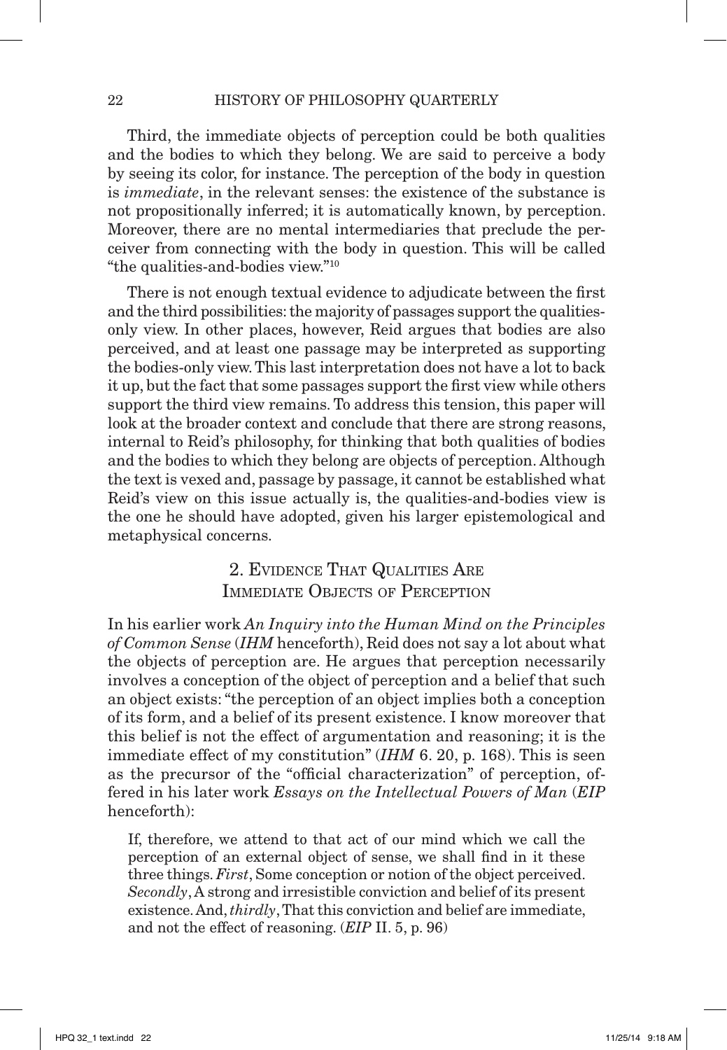Third, the immediate objects of perception could be both qualities and the bodies to which they belong. We are said to perceive a body by seeing its color, for instance. The perception of the body in question is *immediate*, in the relevant senses: the existence of the substance is not propositionally inferred; it is automatically known, by perception. Moreover, there are no mental intermediaries that preclude the perceiver from connecting with the body in question. This will be called "the qualities-and-bodies view."[10]

There is not enough textual evidence to adjudicate between the first and the third possibilities: the majority of passages support the qualities-only view. In other places, however, Reid argues that bodies are also perceived, and at least one passage may be interpreted as supporting the bodies-only view. This last interpretation does not have a lot to back it up, but the fact that some passages support the first view while others support the third view remains. To address this tension, this paper will look at the broader context and conclude that there are strong reasons, internal to Reid's philosophy, for thinking that both qualities of bodies and the bodies to which they belong are objects of perception. Although the text is vexed and, passage by passage, it cannot be established what Reid's view on this issue actually is, the qualities-and-bodies view is the one he should have adopted, given his larger epistemological and metaphysical concerns.

## 2. Evidence That Qualities Are Immediate Objects of Perception

In his earlier work *An Inquiry into the Human Mind on the Principles of Common Sense* (*IHM* henceforth), Reid does not say a lot about what the objects of perception are. He argues that perception necessarily involves a conception of the object of perception and a belief that such an object exists: "the perception of an object implies both a conception of its form, and a belief of its present existence. I know moreover that this belief is not the effect of argumentation and reasoning; it is the immediate effect of my constitution" (*IHM* 6. 20, p. 168). This is seen as the precursor of the "official characterization" of perception, offered in his later work *Essays on the Intellectual Powers of Man* (*EIP* henceforth):

> If, therefore, we attend to that act of our mind which we call the perception of an external object of sense, we shall find in it these three things. *First*, Some conception or notion of the object perceived. *Secondly*, A strong and irresistible conviction and belief of its present existence. And, *thirdly*, That this conviction and belief are immediate, and not the effect of reasoning. (*EIP* II. 5, p. 96)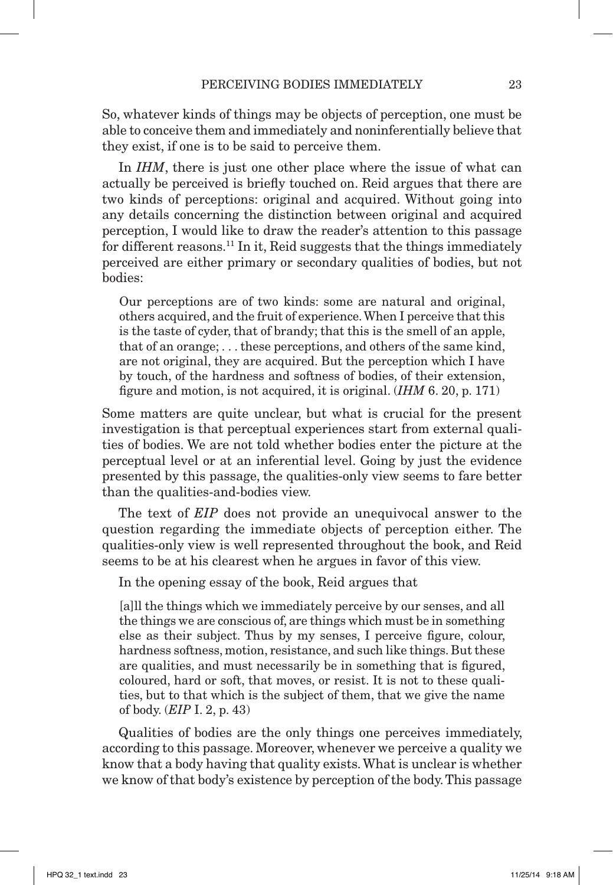So, whatever kinds of things may be objects of perception, one must be able to conceive them and immediately and noninferentially believe that they exist, if one is to be said to perceive them.

In *IHM*, there is just one other place where the issue of what can actually be perceived is briefly touched on. Reid argues that there are two kinds of perceptions: original and acquired. Without going into any details concerning the distinction between original and acquired perception, I would like to draw the reader's attention to this passage for different reasons.[11] In it, Reid suggests that the things immediately perceived are either primary or secondary qualities of bodies, but not bodies:

> Our perceptions are of two kinds: some are natural and original, others acquired, and the fruit of experience. When I perceive that this is the taste of cyder, that of brandy; that this is the smell of an apple, that of an orange; . . . these perceptions, and others of the same kind, are not original, they are acquired. But the perception which I have by touch, of the hardness and softness of bodies, of their extension, figure and motion, is not acquired, it is original. (*IHM* 6. 20, p. 171)

Some matters are quite unclear, but what is crucial for the present investigation is that perceptual experiences start from external qualities of bodies. We are not told whether bodies enter the picture at the perceptual level or at an inferential level. Going by just the evidence presented by this passage, the qualities-only view seems to fare better than the qualities-and-bodies view.

The text of *EIP* does not provide an unequivocal answer to the question regarding the immediate objects of perception either. The qualities-only view is well represented throughout the book, and Reid seems to be at his clearest when he argues in favor of this view.

In the opening essay of the book, Reid argues that

> [a]ll the things which we immediately perceive by our senses, and all the things we are conscious of, are things which must be in something else as their subject. Thus by my senses, I perceive figure, colour, hardness softness, motion, resistance, and such like things. But these are qualities, and must necessarily be in something that is figured, coloured, hard or soft, that moves, or resist. It is not to these qualities, but to that which is the subject of them, that we give the name of body. (*EIP* I. 2, p. 43)

Qualities of bodies are the only things one perceives immediately, according to this passage. Moreover, whenever we perceive a quality we know that a body having that quality exists. What is unclear is whether we know of that body's existence by perception of the body. This passage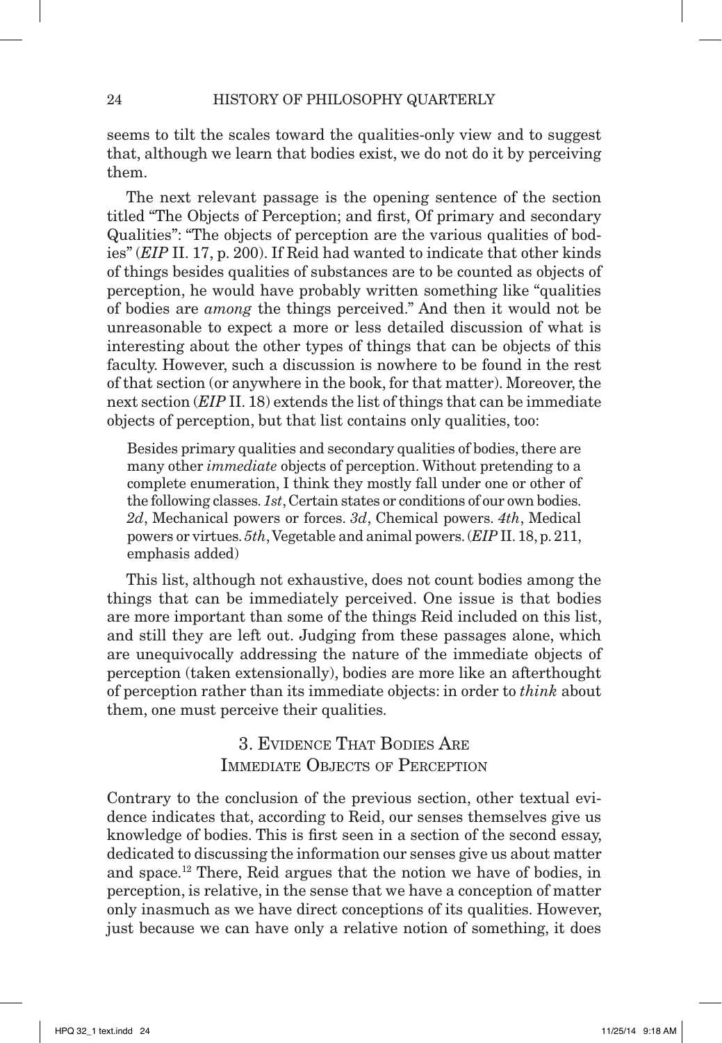seems to tilt the scales toward the qualities-only view and to suggest that, although we learn that bodies exist, we do not do it by perceiving them.

The next relevant passage is the opening sentence of the section titled "The Objects of Perception; and first, Of primary and secondary Qualities": "The objects of perception are the various qualities of bodies" (*EIP* II. 17, p. 200). If Reid had wanted to indicate that other kinds of things besides qualities of substances are to be counted as objects of perception, he would have probably written something like "qualities of bodies are *among* the things perceived." And then it would not be unreasonable to expect a more or less detailed discussion of what is interesting about the other types of things that can be objects of this faculty. However, such a discussion is nowhere to be found in the rest of that section (or anywhere in the book, for that matter). Moreover, the next section (*EIP* II. 18) extends the list of things that can be immediate objects of perception, but that list contains only qualities, too:

> Besides primary qualities and secondary qualities of bodies, there are many other *immediate* objects of perception. Without pretending to a complete enumeration, I think they mostly fall under one or other of the following classes. *1st*, Certain states or conditions of our own bodies. *2d*, Mechanical powers or forces. *3d*, Chemical powers. *4th*, Medical powers or virtues. *5th*, Vegetable and animal powers. (*EIP* II. 18, p. 211, emphasis added)

This list, although not exhaustive, does not count bodies among the things that can be immediately perceived. One issue is that bodies are more important than some of the things Reid included on this list, and still they are left out. Judging from these passages alone, which are unequivocally addressing the nature of the immediate objects of perception (taken extensionally), bodies are more like an afterthought of perception rather than its immediate objects: in order to *think* about them, one must perceive their qualities.

## 3. Evidence That Bodies Are Immediate Objects of Perception

Contrary to the conclusion of the previous section, other textual evidence indicates that, according to Reid, our senses themselves give us knowledge of bodies. This is first seen in a section of the second essay, dedicated to discussing the information our senses give us about matter and space.[12] There, Reid argues that the notion we have of bodies, in perception, is relative, in the sense that we have a conception of matter only inasmuch as we have direct conceptions of its qualities. However, just because we can have only a relative notion of something, it does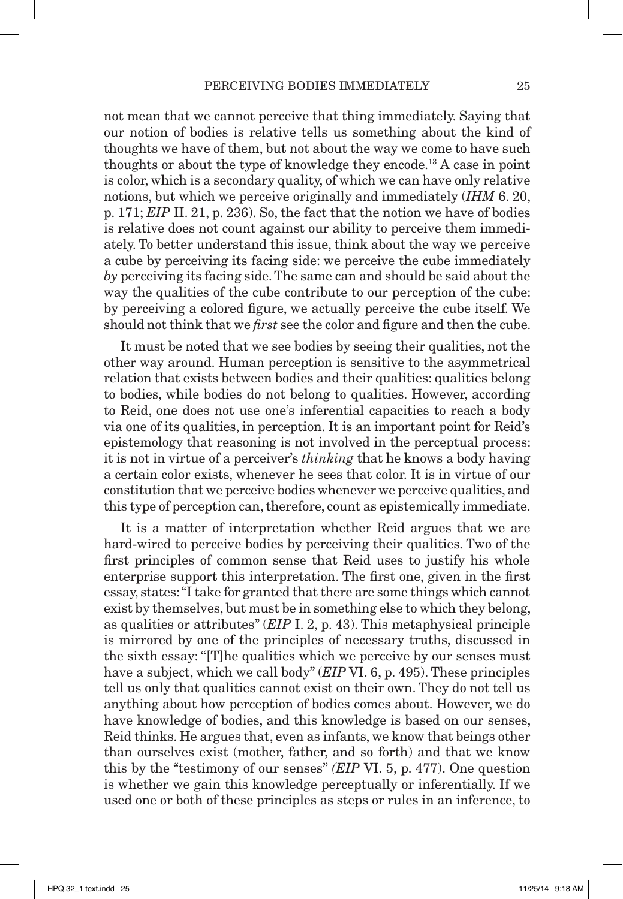not mean that we cannot perceive that thing immediately. Saying that our notion of bodies is relative tells us something about the kind of thoughts we have of them, but not about the way we come to have such thoughts or about the type of knowledge they encode.[13] A case in point is color, which is a secondary quality, of which we can have only relative notions, but which we perceive originally and immediately (*IHM* 6. 20, p. 171; *EIP* II. 21, p. 236). So, the fact that the notion we have of bodies is relative does not count against our ability to perceive them immediately. To better understand this issue, think about the way we perceive a cube by perceiving its facing side: we perceive the cube immediately *by* perceiving its facing side. The same can and should be said about the way the qualities of the cube contribute to our perception of the cube: by perceiving a colored figure, we actually perceive the cube itself. We should not think that we *first* see the color and figure and then the cube.

It must be noted that we see bodies by seeing their qualities, not the other way around. Human perception is sensitive to the asymmetrical relation that exists between bodies and their qualities: qualities belong to bodies, while bodies do not belong to qualities. However, according to Reid, one does not use one's inferential capacities to reach a body via one of its qualities, in perception. It is an important point for Reid's epistemology that reasoning is not involved in the perceptual process: it is not in virtue of a perceiver's *thinking* that he knows a body having a certain color exists, whenever he sees that color. It is in virtue of our constitution that we perceive bodies whenever we perceive qualities, and this type of perception can, therefore, count as epistemically immediate.

It is a matter of interpretation whether Reid argues that we are hard-wired to perceive bodies by perceiving their qualities. Two of the first principles of common sense that Reid uses to justify his whole enterprise support this interpretation. The first one, given in the first essay, states: "I take for granted that there are some things which cannot exist by themselves, but must be in something else to which they belong, as qualities or attributes" (*EIP* I. 2, p. 43). This metaphysical principle is mirrored by one of the principles of necessary truths, discussed in the sixth essay: "[T]he qualities which we perceive by our senses must have a subject, which we call body" (*EIP* VI. 6, p. 495). These principles tell us only that qualities cannot exist on their own. They do not tell us anything about how perception of bodies comes about. However, we do have knowledge of bodies, and this knowledge is based on our senses, Reid thinks. He argues that, even as infants, we know that beings other than ourselves exist (mother, father, and so forth) and that we know this by the "testimony of our senses" (*EIP* VI. 5, p. 477). One question is whether we gain this knowledge perceptually or inferentially. If we used one or both of these principles as steps or rules in an inference, to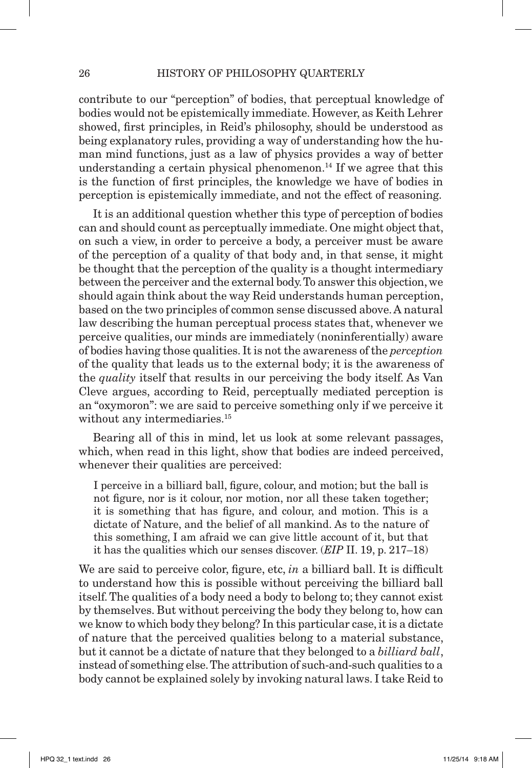contribute to our "perception" of bodies, that perceptual knowledge of bodies would not be epistemically immediate. However, as Keith Lehrer showed, first principles, in Reid's philosophy, should be understood as being explanatory rules, providing a way of understanding how the human mind functions, just as a law of physics provides a way of better understanding a certain physical phenomenon.[14] If we agree that this is the function of first principles, the knowledge we have of bodies in perception is epistemically immediate, and not the effect of reasoning.

It is an additional question whether this type of perception of bodies can and should count as perceptually immediate. One might object that, on such a view, in order to perceive a body, a perceiver must be aware of the perception of a quality of that body and, in that sense, it might be thought that the perception of the quality is a thought intermediary between the perceiver and the external body. To answer this objection, we should again think about the way Reid understands human perception, based on the two principles of common sense discussed above. A natural law describing the human perceptual process states that, whenever we perceive qualities, our minds are immediately (noninferentially) aware of bodies having those qualities. It is not the awareness of the *perception* of the quality that leads us to the external body; it is the awareness of the *quality* itself that results in our perceiving the body itself. As Van Cleve argues, according to Reid, perceptually mediated perception is an "oxymoron": we are said to perceive something only if we perceive it without any intermediaries.[15]

Bearing all of this in mind, let us look at some relevant passages, which, when read in this light, show that bodies are indeed perceived, whenever their qualities are perceived:

> I perceive in a billiard ball, figure, colour, and motion; but the ball is not figure, nor is it colour, nor motion, nor all these taken together; it is something that has figure, and colour, and motion. This is a dictate of Nature, and the belief of all mankind. As to the nature of this something, I am afraid we can give little account of it, but that it has the qualities which our senses discover. (*EIP* II. 19, p. 217–18)

We are said to perceive color, figure, etc, *in* a billiard ball. It is difficult to understand how this is possible without perceiving the billiard ball itself. The qualities of a body need a body to belong to; they cannot exist by themselves. But without perceiving the body they belong to, how can we know to which body they belong? In this particular case, it is a dictate of nature that the perceived qualities belong to a material substance, but it cannot be a dictate of nature that they belonged to a *billiard ball*, instead of something else. The attribution of such-and-such qualities to a body cannot be explained solely by invoking natural laws. I take Reid to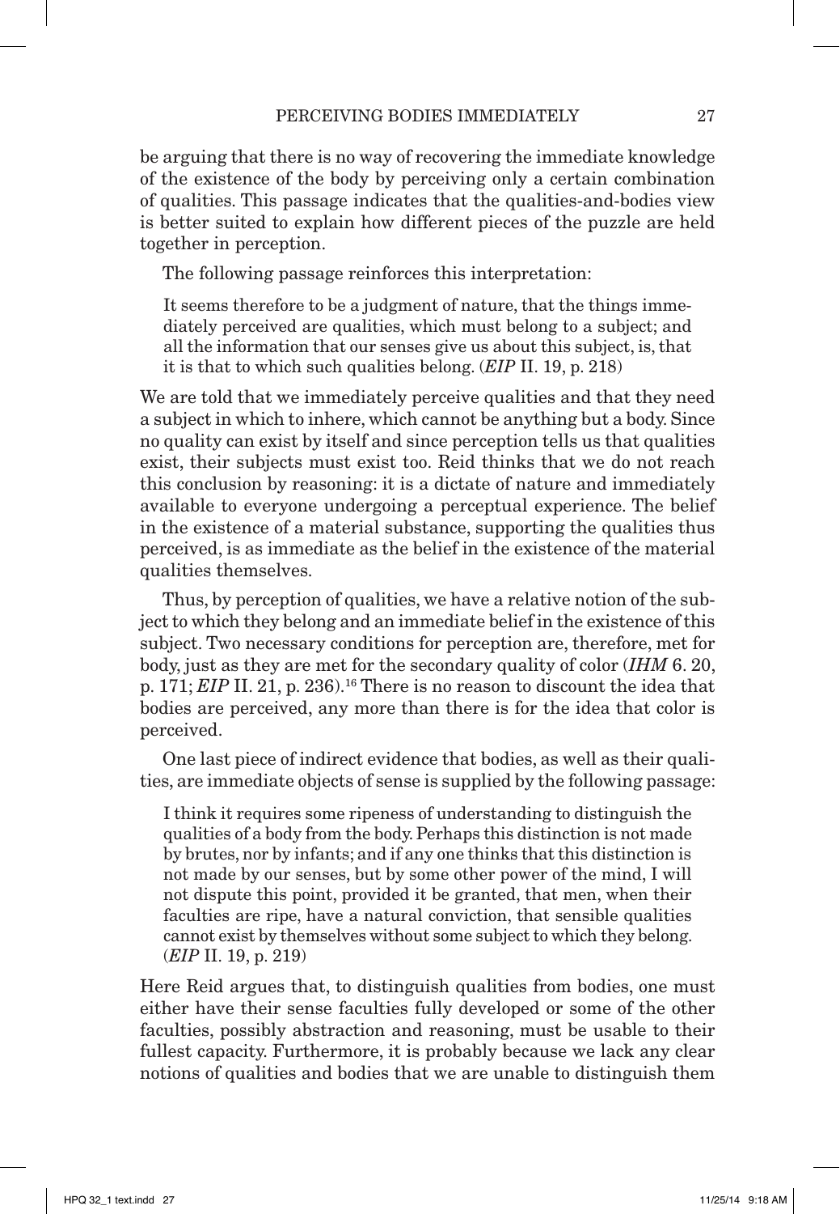be arguing that there is no way of recovering the immediate knowledge of the existence of the body by perceiving only a certain combination of qualities. This passage indicates that the qualities-and-bodies view is better suited to explain how different pieces of the puzzle are held together in perception.

The following passage reinforces this interpretation:

> It seems therefore to be a judgment of nature, that the things immediately perceived are qualities, which must belong to a subject; and all the information that our senses give us about this subject, is, that it is that to which such qualities belong. (*EIP* II. 19, p. 218)

We are told that we immediately perceive qualities and that they need a subject in which to inhere, which cannot be anything but a body. Since no quality can exist by itself and since perception tells us that qualities exist, their subjects must exist too. Reid thinks that we do not reach this conclusion by reasoning: it is a dictate of nature and immediately available to everyone undergoing a perceptual experience. The belief in the existence of a material substance, supporting the qualities thus perceived, is as immediate as the belief in the existence of the material qualities themselves.

Thus, by perception of qualities, we have a relative notion of the subject to which they belong and an immediate belief in the existence of this subject. Two necessary conditions for perception are, therefore, met for body, just as they are met for the secondary quality of color (*IHM* 6. 20, p. 171; *EIP* II. 21, p. 236).[16] There is no reason to discount the idea that bodies are perceived, any more than there is for the idea that color is perceived.

One last piece of indirect evidence that bodies, as well as their qualities, are immediate objects of sense is supplied by the following passage:

> I think it requires some ripeness of understanding to distinguish the qualities of a body from the body. Perhaps this distinction is not made by brutes, nor by infants; and if any one thinks that this distinction is not made by our senses, but by some other power of the mind, I will not dispute this point, provided it be granted, that men, when their faculties are ripe, have a natural conviction, that sensible qualities cannot exist by themselves without some subject to which they belong. (*EIP* II. 19, p. 219)

Here Reid argues that, to distinguish qualities from bodies, one must either have their sense faculties fully developed or some of the other faculties, possibly abstraction and reasoning, must be usable to their fullest capacity. Furthermore, it is probably because we lack any clear notions of qualities and bodies that we are unable to distinguish them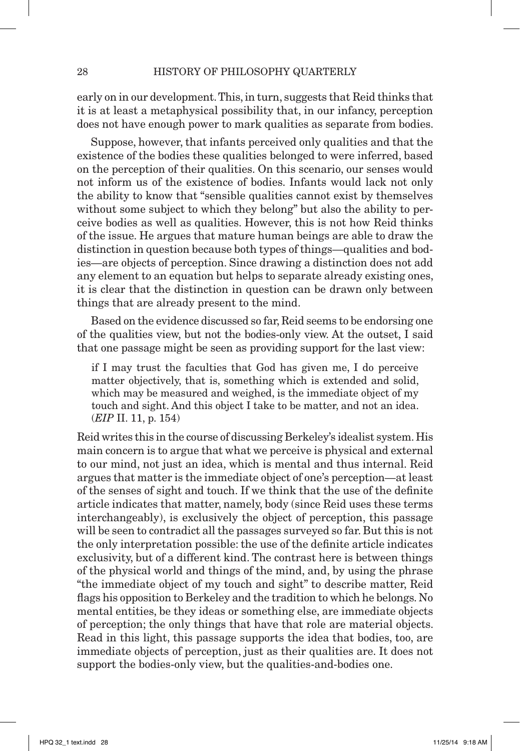early on in our development. This, in turn, suggests that Reid thinks that it is at least a metaphysical possibility that, in our infancy, perception does not have enough power to mark qualities as separate from bodies.

Suppose, however, that infants perceived only qualities and that the existence of the bodies these qualities belonged to were inferred, based on the perception of their qualities. On this scenario, our senses would not inform us of the existence of bodies. Infants would lack not only the ability to know that "sensible qualities cannot exist by themselves without some subject to which they belong" but also the ability to perceive bodies as well as qualities. However, this is not how Reid thinks of the issue. He argues that mature human beings are able to draw the distinction in question because both types of things—qualities and bodies—are objects of perception. Since drawing a distinction does not add any element to an equation but helps to separate already existing ones, it is clear that the distinction in question can be drawn only between things that are already present to the mind.

Based on the evidence discussed so far, Reid seems to be endorsing one of the qualities view, but not the bodies-only view. At the outset, I said that one passage might be seen as providing support for the last view:

> if I may trust the faculties that God has given me, I do perceive matter objectively, that is, something which is extended and solid, which may be measured and weighed, is the immediate object of my touch and sight. And this object I take to be matter, and not an idea. (*EIP* II. 11, p. 154)

Reid writes this in the course of discussing Berkeley's idealist system. His main concern is to argue that what we perceive is physical and external to our mind, not just an idea, which is mental and thus internal. Reid argues that matter is the immediate object of one's perception—at least of the senses of sight and touch. If we think that the use of the definite article indicates that matter, namely, body (since Reid uses these terms interchangeably), is exclusively the object of perception, this passage will be seen to contradict all the passages surveyed so far. But this is not the only interpretation possible: the use of the definite article indicates exclusivity, but of a different kind. The contrast here is between things of the physical world and things of the mind, and, by using the phrase "the immediate object of my touch and sight" to describe matter, Reid flags his opposition to Berkeley and the tradition to which he belongs. No mental entities, be they ideas or something else, are immediate objects of perception; the only things that have that role are material objects. Read in this light, this passage supports the idea that bodies, too, are immediate objects of perception, just as their qualities are. It does not support the bodies-only view, but the qualities-and-bodies one.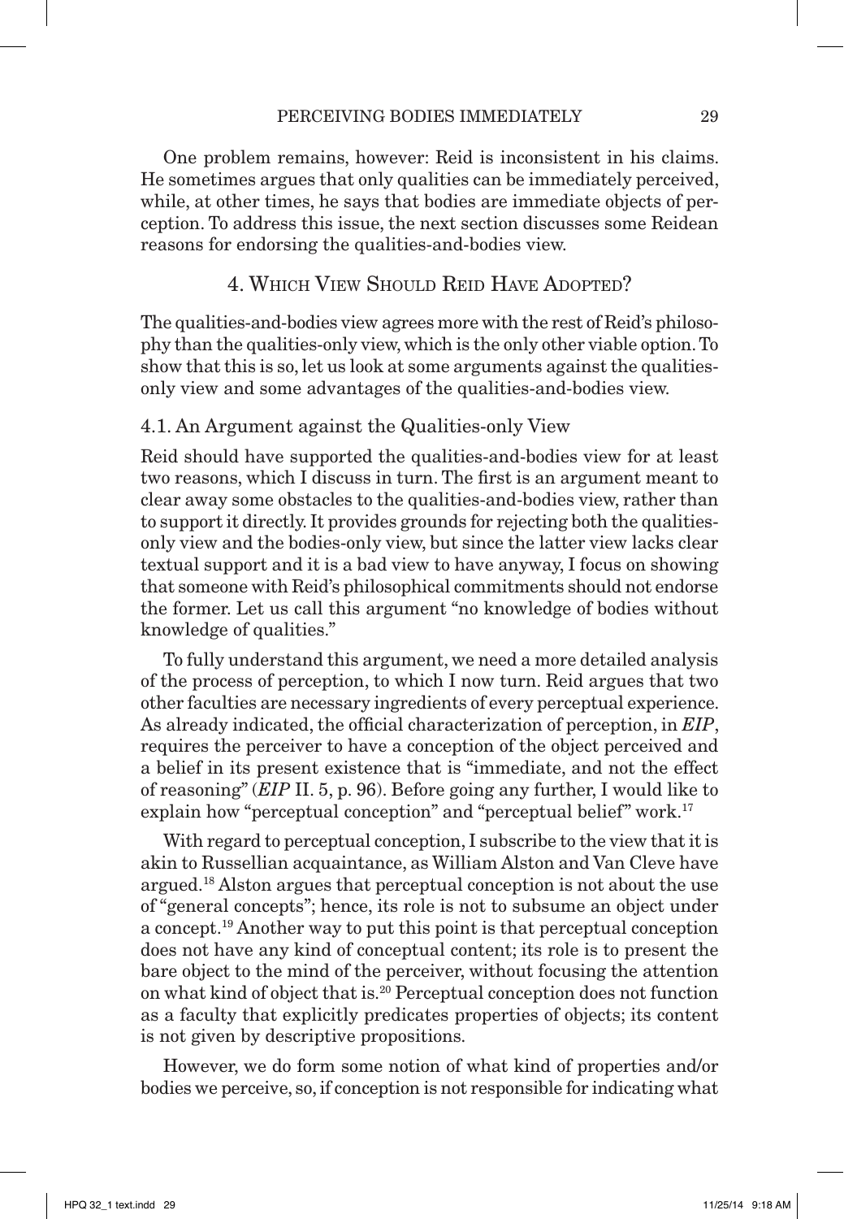One problem remains, however: Reid is inconsistent in his claims. He sometimes argues that only qualities can be immediately perceived, while, at other times, he says that bodies are immediate objects of perception. To address this issue, the next section discusses some Reidean reasons for endorsing the qualities-and-bodies view.

## 4. Which View Should Reid Have Adopted?

The qualities-and-bodies view agrees more with the rest of Reid's philosophy than the qualities-only view, which is the only other viable option. To show that this is so, let us look at some arguments against the qualities-only view and some advantages of the qualities-and-bodies view.

### 4.1. An Argument against the Qualities-only View

Reid should have supported the qualities-and-bodies view for at least two reasons, which I discuss in turn. The first is an argument meant to clear away some obstacles to the qualities-and-bodies view, rather than to support it directly. It provides grounds for rejecting both the qualities-only view and the bodies-only view, but since the latter view lacks clear textual support and it is a bad view to have anyway, I focus on showing that someone with Reid's philosophical commitments should not endorse the former. Let us call this argument "no knowledge of bodies without knowledge of qualities."

To fully understand this argument, we need a more detailed analysis of the process of perception, to which I now turn. Reid argues that two other faculties are necessary ingredients of every perceptual experience. As already indicated, the official characterization of perception, in *EIP*, requires the perceiver to have a conception of the object perceived and a belief in its present existence that is "immediate, and not the effect of reasoning" (*EIP* II. 5, p. 96). Before going any further, I would like to explain how "perceptual conception" and "perceptual belief" work.[17]

With regard to perceptual conception, I subscribe to the view that it is akin to Russellian acquaintance, as William Alston and Van Cleve have argued.[18] Alston argues that perceptual conception is not about the use of "general concepts"; hence, its role is not to subsume an object under a concept.[19] Another way to put this point is that perceptual conception does not have any kind of conceptual content; its role is to present the bare object to the mind of the perceiver, without focusing the attention on what kind of object that is.[20] Perceptual conception does not function as a faculty that explicitly predicates properties of objects; its content is not given by descriptive propositions.

However, we do form some notion of what kind of properties and/or bodies we perceive, so, if conception is not responsible for indicating what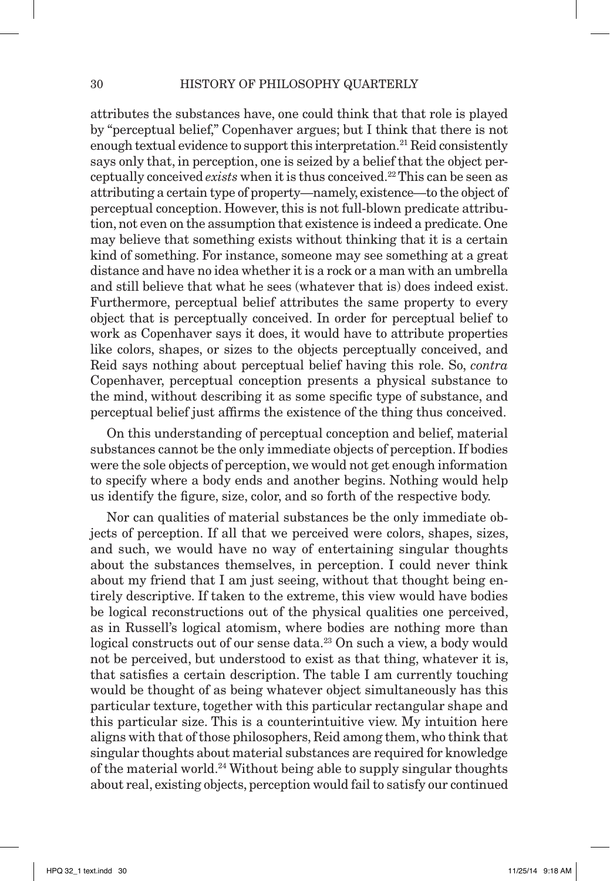attributes the substances have, one could think that that role is played by "perceptual belief," Copenhaver argues; but I think that there is not enough textual evidence to support this interpretation.[21] Reid consistently says only that, in perception, one is seized by a belief that the object perceptually conceived *exists* when it is thus conceived.[22] This can be seen as attributing a certain type of property—namely, existence—to the object of perceptual conception. However, this is not full-blown predicate attribution, not even on the assumption that existence is indeed a predicate. One may believe that something exists without thinking that it is a certain kind of something. For instance, someone may see something at a great distance and have no idea whether it is a rock or a man with an umbrella and still believe that what he sees (whatever that is) does indeed exist. Furthermore, perceptual belief attributes the same property to every object that is perceptually conceived. In order for perceptual belief to work as Copenhaver says it does, it would have to attribute properties like colors, shapes, or sizes to the objects perceptually conceived, and Reid says nothing about perceptual belief having this role. So, *contra* Copenhaver, perceptual conception presents a physical substance to the mind, without describing it as some specific type of substance, and perceptual belief just affirms the existence of the thing thus conceived.

On this understanding of perceptual conception and belief, material substances cannot be the only immediate objects of perception. If bodies were the sole objects of perception, we would not get enough information to specify where a body ends and another begins. Nothing would help us identify the figure, size, color, and so forth of the respective body.

Nor can qualities of material substances be the only immediate objects of perception. If all that we perceived were colors, shapes, sizes, and such, we would have no way of entertaining singular thoughts about the substances themselves, in perception. I could never think about my friend that I am just seeing, without that thought being entirely descriptive. If taken to the extreme, this view would have bodies be logical reconstructions out of the physical qualities one perceived, as in Russell's logical atomism, where bodies are nothing more than logical constructs out of our sense data.[23] On such a view, a body would not be perceived, but understood to exist as that thing, whatever it is, that satisfies a certain description. The table I am currently touching would be thought of as being whatever object simultaneously has this particular texture, together with this particular rectangular shape and this particular size. This is a counterintuitive view. My intuition here aligns with that of those philosophers, Reid among them, who think that singular thoughts about material substances are required for knowledge of the material world.[24] Without being able to supply singular thoughts about real, existing objects, perception would fail to satisfy our continued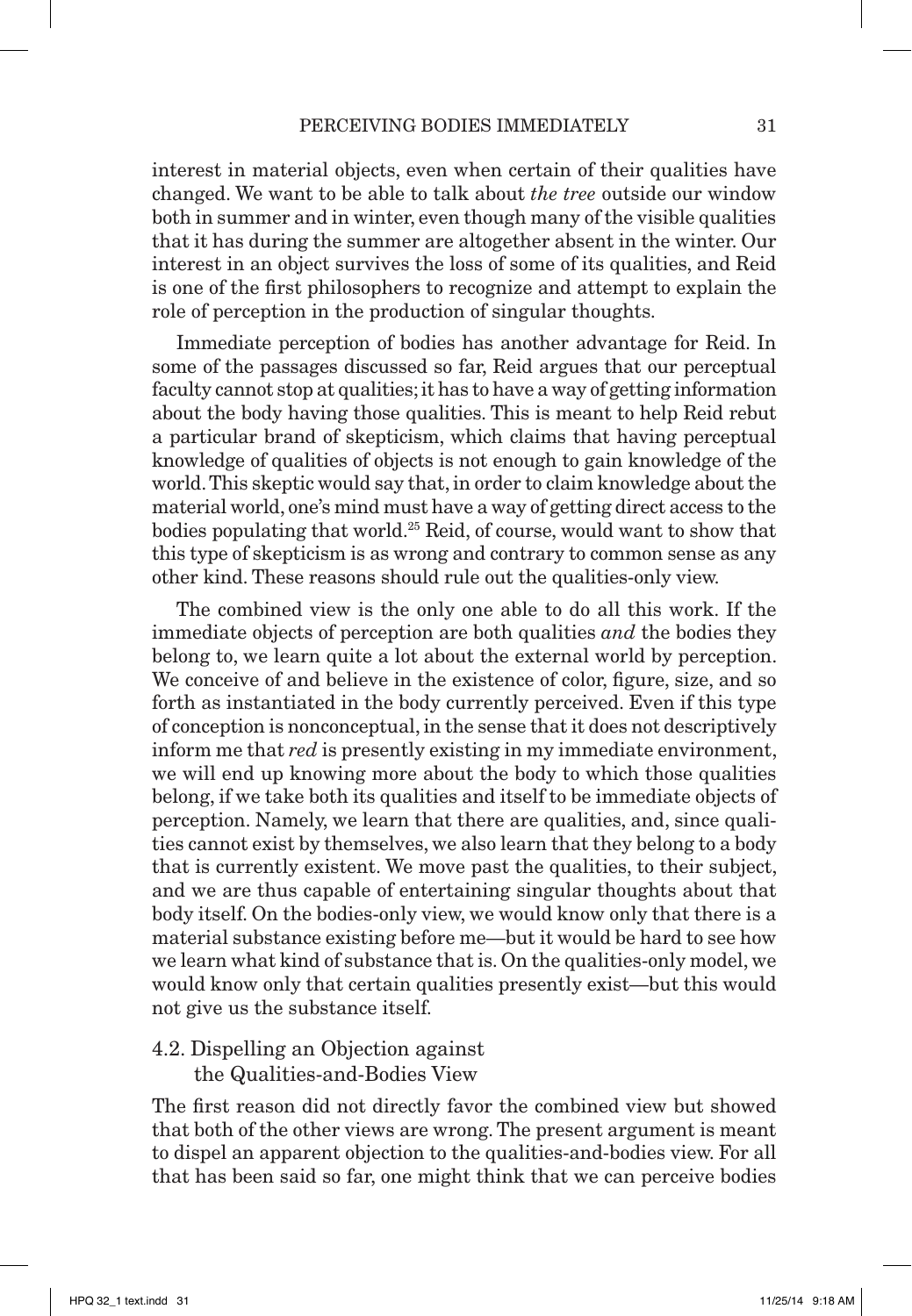interest in material objects, even when certain of their qualities have changed. We want to be able to talk about *the tree* outside our window both in summer and in winter, even though many of the visible qualities that it has during the summer are altogether absent in the winter. Our interest in an object survives the loss of some of its qualities, and Reid is one of the first philosophers to recognize and attempt to explain the role of perception in the production of singular thoughts.

Immediate perception of bodies has another advantage for Reid. In some of the passages discussed so far, Reid argues that our perceptual faculty cannot stop at qualities; it has to have a way of getting information about the body having those qualities. This is meant to help Reid rebut a particular brand of skepticism, which claims that having perceptual knowledge of qualities of objects is not enough to gain knowledge of the world. This skeptic would say that, in order to claim knowledge about the material world, one's mind must have a way of getting direct access to the bodies populating that world.[25] Reid, of course, would want to show that this type of skepticism is as wrong and contrary to common sense as any other kind. These reasons should rule out the qualities-only view.

The combined view is the only one able to do all this work. If the immediate objects of perception are both qualities *and* the bodies they belong to, we learn quite a lot about the external world by perception. We conceive of and believe in the existence of color, figure, size, and so forth as instantiated in the body currently perceived. Even if this type of conception is nonconceptual, in the sense that it does not descriptively inform me that *red* is presently existing in my immediate environment, we will end up knowing more about the body to which those qualities belong, if we take both its qualities and itself to be immediate objects of perception. Namely, we learn that there are qualities, and, since qualities cannot exist by themselves, we also learn that they belong to a body that is currently existent. We move past the qualities, to their subject, and we are thus capable of entertaining singular thoughts about that body itself. On the bodies-only view, we would know only that there is a material substance existing before me—but it would be hard to see how we learn what kind of substance that is. On the qualities-only model, we would know only that certain qualities presently exist—but this would not give us the substance itself.

### 4.2. Dispelling an Objection against the Qualities-and-Bodies View

The first reason did not directly favor the combined view but showed that both of the other views are wrong. The present argument is meant to dispel an apparent objection to the qualities-and-bodies view. For all that has been said so far, one might think that we can perceive bodies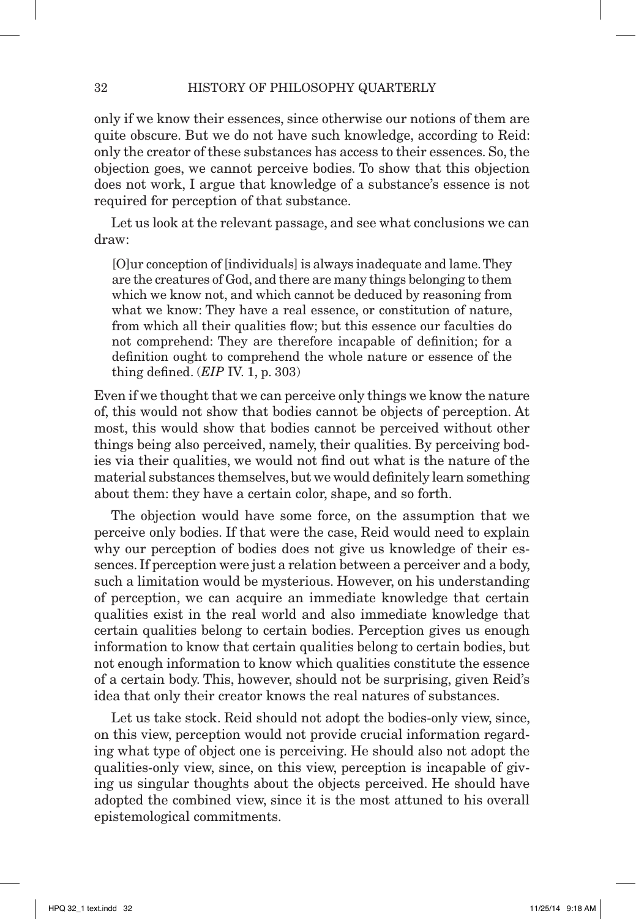only if we know their essences, since otherwise our notions of them are quite obscure. But we do not have such knowledge, according to Reid: only the creator of these substances has access to their essences. So, the objection goes, we cannot perceive bodies. To show that this objection does not work, I argue that knowledge of a substance's essence is not required for perception of that substance.

Let us look at the relevant passage, and see what conclusions we can draw:

> [O]ur conception of [individuals] is always inadequate and lame. They are the creatures of God, and there are many things belonging to them which we know not, and which cannot be deduced by reasoning from what we know: They have a real essence, or constitution of nature, from which all their qualities flow; but this essence our faculties do not comprehend: They are therefore incapable of definition; for a definition ought to comprehend the whole nature or essence of the thing defined. (*EIP* IV. 1, p. 303)

Even if we thought that we can perceive only things we know the nature of, this would not show that bodies cannot be objects of perception. At most, this would show that bodies cannot be perceived without other things being also perceived, namely, their qualities. By perceiving bodies via their qualities, we would not find out what is the nature of the material substances themselves, but we would definitely learn something about them: they have a certain color, shape, and so forth.

The objection would have some force, on the assumption that we perceive only bodies. If that were the case, Reid would need to explain why our perception of bodies does not give us knowledge of their essences. If perception were just a relation between a perceiver and a body, such a limitation would be mysterious. However, on his understanding of perception, we can acquire an immediate knowledge that certain qualities exist in the real world and also immediate knowledge that certain qualities belong to certain bodies. Perception gives us enough information to know that certain qualities belong to certain bodies, but not enough information to know which qualities constitute the essence of a certain body. This, however, should not be surprising, given Reid's idea that only their creator knows the real natures of substances.

Let us take stock. Reid should not adopt the bodies-only view, since, on this view, perception would not provide crucial information regarding what type of object one is perceiving. He should also not adopt the qualities-only view, since, on this view, perception is incapable of giving us singular thoughts about the objects perceived. He should have adopted the combined view, since it is the most attuned to his overall epistemological commitments.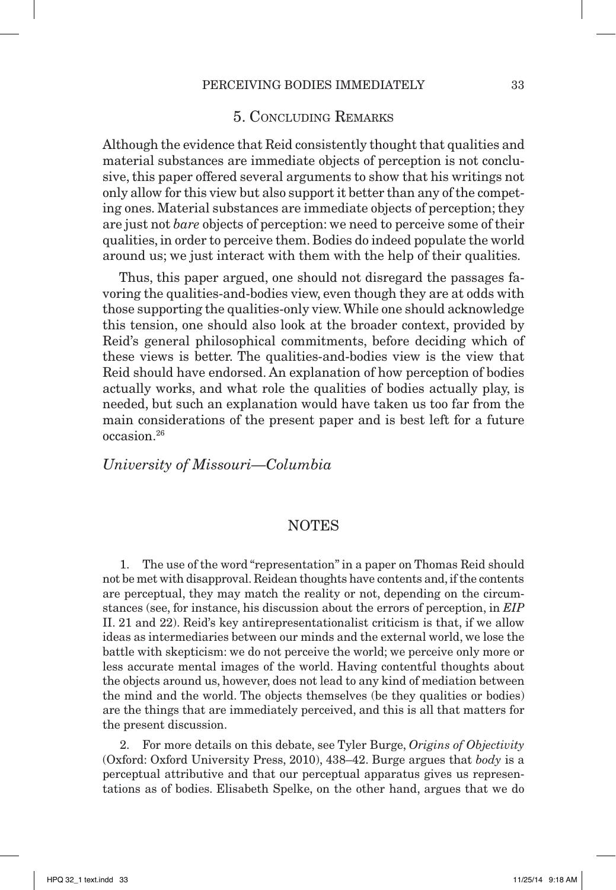## 5. Concluding Remarks

Although the evidence that Reid consistently thought that qualities and material substances are immediate objects of perception is not conclusive, this paper offered several arguments to show that his writings not only allow for this view but also support it better than any of the competing ones. Material substances are immediate objects of perception; they are just not *bare* objects of perception: we need to perceive some of their qualities, in order to perceive them. Bodies do indeed populate the world around us; we just interact with them with the help of their qualities.

Thus, this paper argued, one should not disregard the passages favoring the qualities-and-bodies view, even though they are at odds with those supporting the qualities-only view. While one should acknowledge this tension, one should also look at the broader context, provided by Reid's general philosophical commitments, before deciding which of these views is better. The qualities-and-bodies view is the view that Reid should have endorsed. An explanation of how perception of bodies actually works, and what role the qualities of bodies actually play, is needed, but such an explanation would have taken us too far from the main considerations of the present paper and is best left for a future occasion.[26]

*University of Missouri—Columbia*

## NOTES

1. The use of the word "representation" in a paper on Thomas Reid should not be met with disapproval. Reidean thoughts have contents and, if the contents are perceptual, they may match the reality or not, depending on the circumstances (see, for instance, his discussion about the errors of perception, in *EIP* II. 21 and 22). Reid's key antirepresentationalist criticism is that, if we allow ideas as intermediaries between our minds and the external world, we lose the battle with skepticism: we do not perceive the world; we perceive only more or less accurate mental images of the world. Having contentful thoughts about the objects around us, however, does not lead to any kind of mediation between the mind and the world. The objects themselves (be they qualities or bodies) are the things that are immediately perceived, and this is all that matters for the present discussion.

2. For more details on this debate, see Tyler Burge, *Origins of Objectivity* (Oxford: Oxford University Press, 2010), 438–42. Burge argues that *body* is a perceptual attributive and that our perceptual apparatus gives us representations as of bodies. Elisabeth Spelke, on the other hand, argues that we do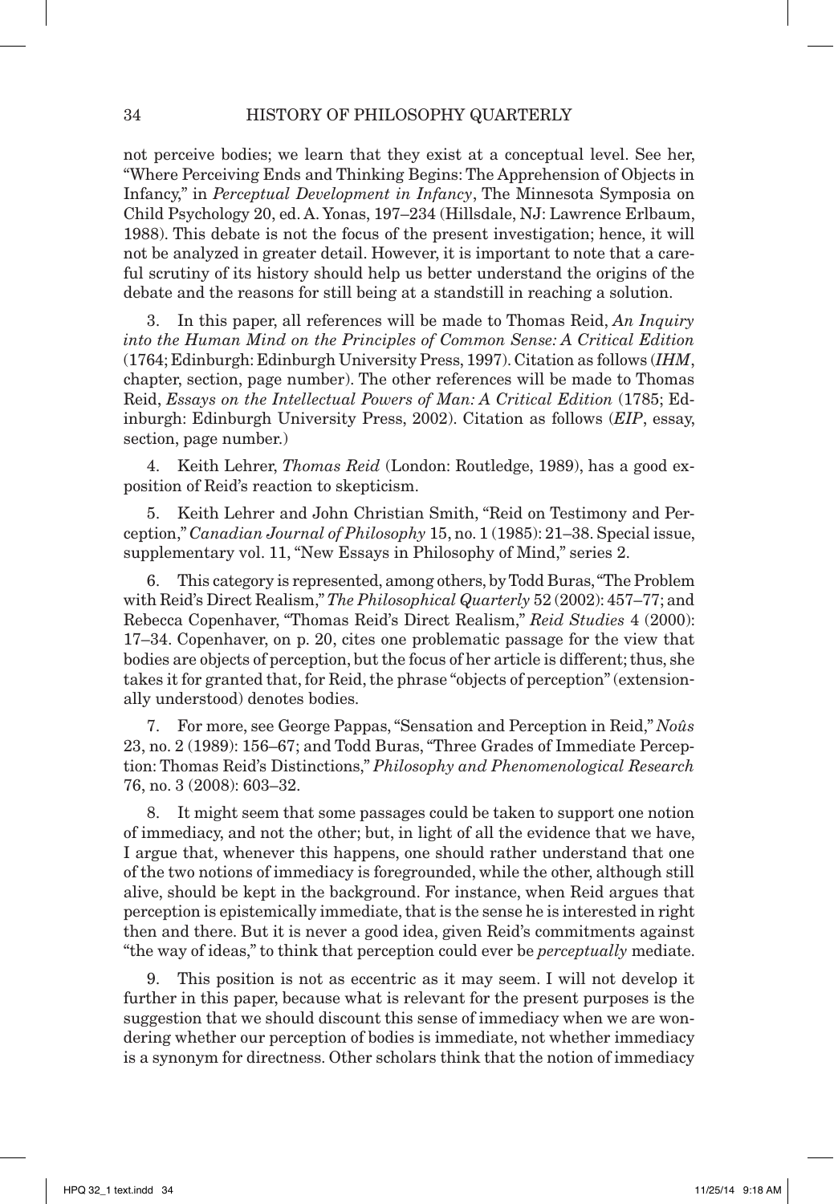not perceive bodies; we learn that they exist at a conceptual level. See her, "Where Perceiving Ends and Thinking Begins: The Apprehension of Objects in Infancy," in *Perceptual Development in Infancy*, The Minnesota Symposia on Child Psychology 20, ed. A. Yonas, 197–234 (Hillsdale, NJ: Lawrence Erlbaum, 1988). This debate is not the focus of the present investigation; hence, it will not be analyzed in greater detail. However, it is important to note that a careful scrutiny of its history should help us better understand the origins of the debate and the reasons for still being at a standstill in reaching a solution.

3. In this paper, all references will be made to Thomas Reid, *An Inquiry into the Human Mind on the Principles of Common Sense: A Critical Edition* (1764; Edinburgh: Edinburgh University Press, 1997). Citation as follows (*IHM*, chapter, section, page number). The other references will be made to Thomas Reid, *Essays on the Intellectual Powers of Man: A Critical Edition* (1785; Edinburgh: Edinburgh University Press, 2002). Citation as follows (*EIP*, essay, section, page number.)

4. Keith Lehrer, *Thomas Reid* (London: Routledge, 1989), has a good exposition of Reid's reaction to skepticism.

5. Keith Lehrer and John Christian Smith, "Reid on Testimony and Perception," *Canadian Journal of Philosophy* 15, no. 1 (1985): 21–38. Special issue, supplementary vol. 11, "New Essays in Philosophy of Mind," series 2.

6. This category is represented, among others, by Todd Buras, "The Problem with Reid's Direct Realism," *The Philosophical Quarterly* 52 (2002): 457–77; and Rebecca Copenhaver, "Thomas Reid's Direct Realism," *Reid Studies* 4 (2000): 17–34. Copenhaver, on p. 20, cites one problematic passage for the view that bodies are objects of perception, but the focus of her article is different; thus, she takes it for granted that, for Reid, the phrase "objects of perception" (extensionally understood) denotes bodies.

7. For more, see George Pappas, "Sensation and Perception in Reid," *Noûs* 23, no. 2 (1989): 156–67; and Todd Buras, "Three Grades of Immediate Perception: Thomas Reid's Distinctions," *Philosophy and Phenomenological Research* 76, no. 3 (2008): 603–32.

8. It might seem that some passages could be taken to support one notion of immediacy, and not the other; but, in light of all the evidence that we have, I argue that, whenever this happens, one should rather understand that one of the two notions of immediacy is foregrounded, while the other, although still alive, should be kept in the background. For instance, when Reid argues that perception is epistemically immediate, that is the sense he is interested in right then and there. But it is never a good idea, given Reid's commitments against "the way of ideas," to think that perception could ever be *perceptually* mediate.

9. This position is not as eccentric as it may seem. I will not develop it further in this paper, because what is relevant for the present purposes is the suggestion that we should discount this sense of immediacy when we are wondering whether our perception of bodies is immediate, not whether immediacy is a synonym for directness. Other scholars think that the notion of immediacy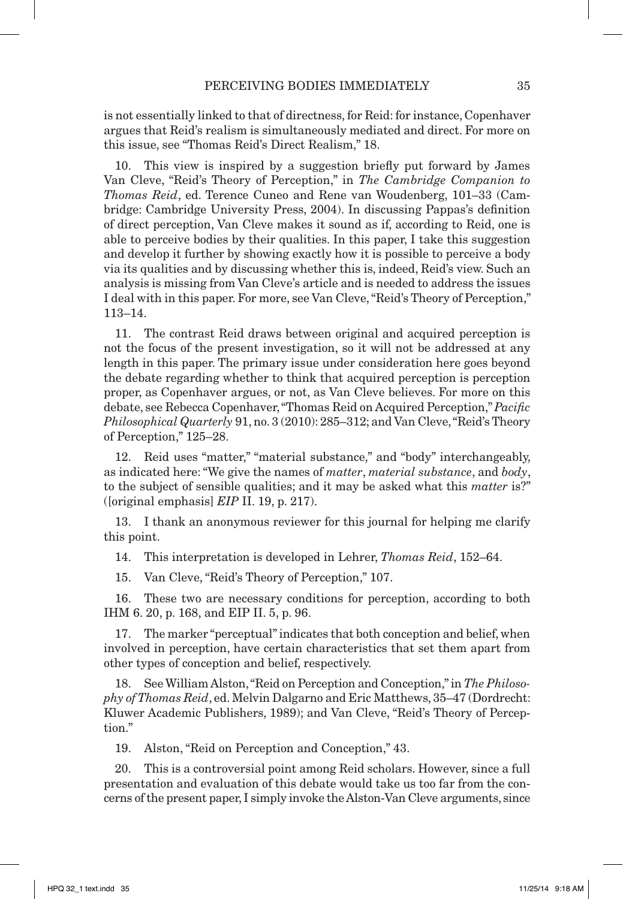is not essentially linked to that of directness, for Reid: for instance, Copenhaver argues that Reid's realism is simultaneously mediated and direct. For more on this issue, see "Thomas Reid's Direct Realism," 18.

10. This view is inspired by a suggestion briefly put forward by James Van Cleve, "Reid's Theory of Perception," in *The Cambridge Companion to Thomas Reid*, ed. Terence Cuneo and Rene van Woudenberg, 101–33 (Cambridge: Cambridge University Press, 2004). In discussing Pappas's definition of direct perception, Van Cleve makes it sound as if, according to Reid, one is able to perceive bodies by their qualities. In this paper, I take this suggestion and develop it further by showing exactly how it is possible to perceive a body via its qualities and by discussing whether this is, indeed, Reid's view. Such an analysis is missing from Van Cleve's article and is needed to address the issues I deal with in this paper. For more, see Van Cleve, "Reid's Theory of Perception," 113–14.

11. The contrast Reid draws between original and acquired perception is not the focus of the present investigation, so it will not be addressed at any length in this paper. The primary issue under consideration here goes beyond the debate regarding whether to think that acquired perception is perception proper, as Copenhaver argues, or not, as Van Cleve believes. For more on this debate, see Rebecca Copenhaver, "Thomas Reid on Acquired Perception," *Pacific Philosophical Quarterly* 91, no. 3 (2010): 285–312; and Van Cleve, "Reid's Theory of Perception," 125–28.

12. Reid uses "matter," "material substance," and "body" interchangeably, as indicated here: "We give the names of *matter*, *material substance*, and *body*, to the subject of sensible qualities; and it may be asked what this *matter* is?" ([original emphasis] *EIP* II. 19, p. 217).

13. I thank an anonymous reviewer for this journal for helping me clarify this point.

14. This interpretation is developed in Lehrer, *Thomas Reid*, 152–64.

15. Van Cleve, "Reid's Theory of Perception," 107.

16. These two are necessary conditions for perception, according to both IHM 6. 20, p. 168, and EIP II. 5, p. 96.

17. The marker "perceptual" indicates that both conception and belief, when involved in perception, have certain characteristics that set them apart from other types of conception and belief, respectively.

18. See William Alston, "Reid on Perception and Conception," in *The Philosophy of Thomas Reid*, ed. Melvin Dalgarno and Eric Matthews, 35–47 (Dordrecht: Kluwer Academic Publishers, 1989); and Van Cleve, "Reid's Theory of Perception."

19. Alston, "Reid on Perception and Conception," 43.

20. This is a controversial point among Reid scholars. However, since a full presentation and evaluation of this debate would take us too far from the concerns of the present paper, I simply invoke the Alston-Van Cleve arguments, since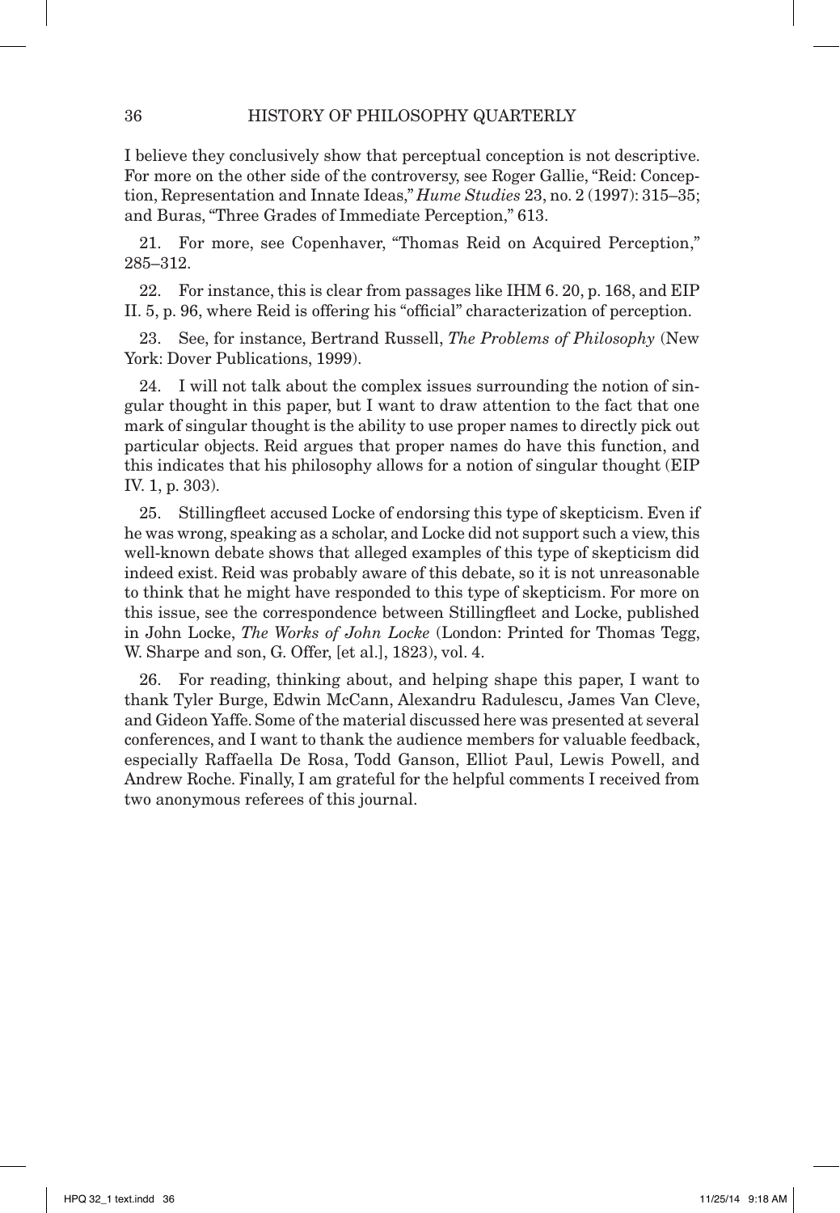I believe they conclusively show that perceptual conception is not descriptive. For more on the other side of the controversy, see Roger Gallie, "Reid: Conception, Representation and Innate Ideas," *Hume Studies* 23, no. 2 (1997): 315–35; and Buras, "Three Grades of Immediate Perception," 613.

21. For more, see Copenhaver, "Thomas Reid on Acquired Perception," 285–312.

22. For instance, this is clear from passages like IHM 6. 20, p. 168, and EIP II. 5, p. 96, where Reid is offering his "official" characterization of perception.

23. See, for instance, Bertrand Russell, *The Problems of Philosophy* (New York: Dover Publications, 1999).

24. I will not talk about the complex issues surrounding the notion of singular thought in this paper, but I want to draw attention to the fact that one mark of singular thought is the ability to use proper names to directly pick out particular objects. Reid argues that proper names do have this function, and this indicates that his philosophy allows for a notion of singular thought (EIP IV. 1, p. 303).

25. Stillingfleet accused Locke of endorsing this type of skepticism. Even if he was wrong, speaking as a scholar, and Locke did not support such a view, this well-known debate shows that alleged examples of this type of skepticism did indeed exist. Reid was probably aware of this debate, so it is not unreasonable to think that he might have responded to this type of skepticism. For more on this issue, see the correspondence between Stillingfleet and Locke, published in John Locke, *The Works of John Locke* (London: Printed for Thomas Tegg, W. Sharpe and son, G. Offer, [et al.], 1823), vol. 4.

26. For reading, thinking about, and helping shape this paper, I want to thank Tyler Burge, Edwin McCann, Alexandru Radulescu, James Van Cleve, and Gideon Yaffe. Some of the material discussed here was presented at several conferences, and I want to thank the audience members for valuable feedback, especially Raffaella De Rosa, Todd Ganson, Elliot Paul, Lewis Powell, and Andrew Roche. Finally, I am grateful for the helpful comments I received from two anonymous referees of this journal.